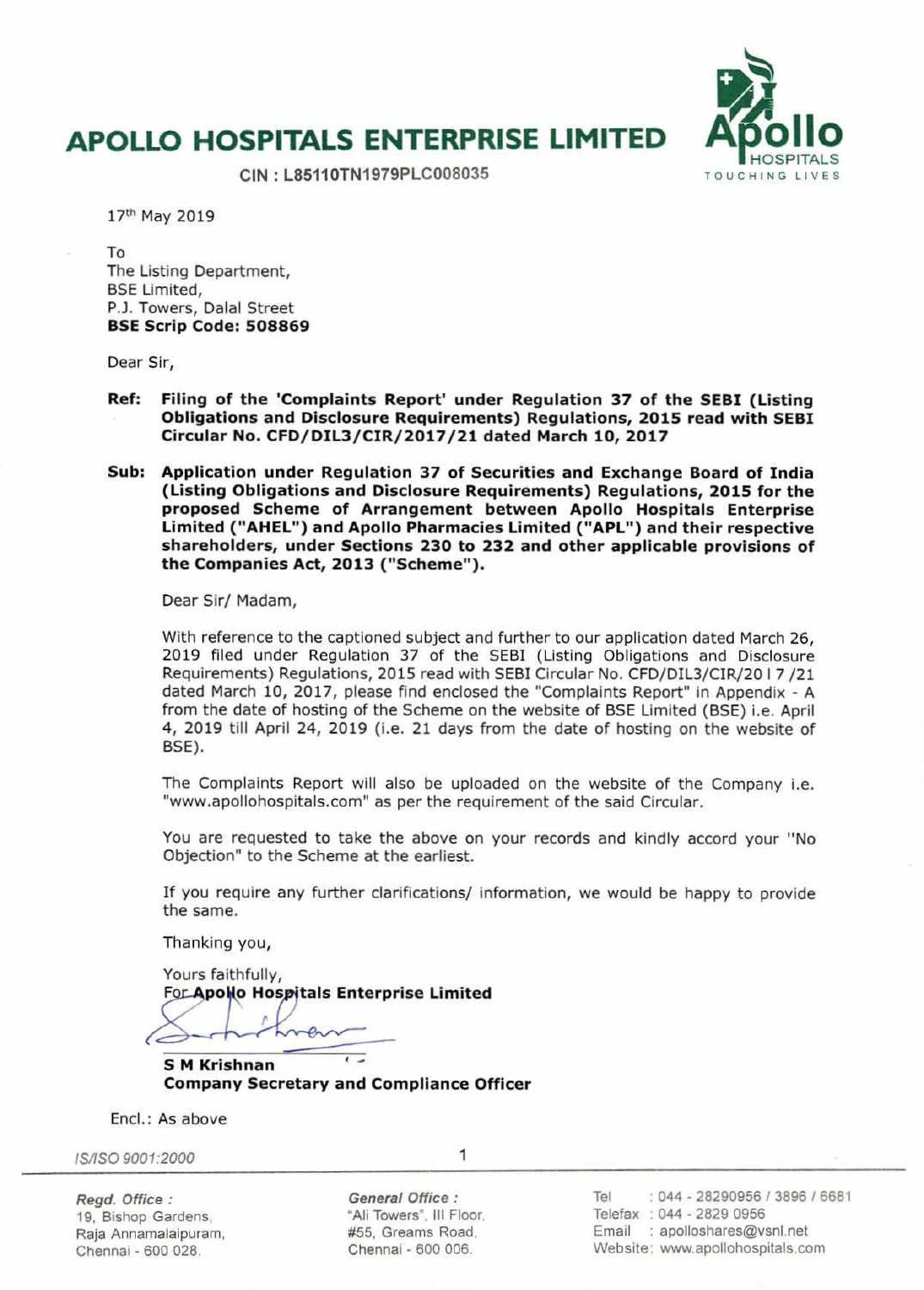# APOLLO HOSPITALS ENTERPRISE LIMITED

CIN : L85110TN1979PLC008035

17th May 2019

To
The Listing Department,
BSE Limited,
P.J. Towers, Dalal Street
**BSE Scrip Code: 508869**

Dear Sir,

**Ref: Filing of the 'Complaints Report' under Regulation 37 of the SEBI (Listing Obligations and Disclosure Requirements) Regulations, 2015 read with SEBI Circular No. CFD/DIL3/CIR/2017/21 dated March 10, 2017**

**Sub: Application under Regulation 37 of Securities and Exchange Board of India (Listing Obligations and Disclosure Requirements) Regulations, 2015 for the proposed Scheme of Arrangement between Apollo Hospitals Enterprise Limited ("AHEL") and Apollo Pharmacies Limited ("APL") and their respective shareholders, under Sections 230 to 232 and other applicable provisions of the Companies Act, 2013 ("Scheme").**

Dear Sir/ Madam,

With reference to the captioned subject and further to our application dated March 26, 2019 filed under Regulation 37 of the SEBI (Listing Obligations and Disclosure Requirements) Regulations, 2015 read with SEBI Circular No. CFD/DIL3/CIR/20 I 7 /21 dated March 10, 2017, please find enclosed the "Complaints Report" in Appendix - A from the date of hosting of the Scheme on the website of BSE Limited (BSE) i.e. April 4, 2019 till April 24, 2019 (i.e. 21 days from the date of hosting on the website of BSE).

The Complaints Report will also be uploaded on the website of the Company i.e. "www.apollohospitals.com" as per the requirement of the said Circular.

You are requested to take the above on your records and kindly accord your "No Objection" to the Scheme at the earliest.

If you require any further clarifications/ information, we would be happy to provide the same.

Thanking you,

Yours faithfully,
**For Apollo Hospitals Enterprise Limited**

**S M Krishnan**
**Company Secretary and Compliance Officer**

Encl.: As above

*IS/ISO 9001:2000*

*Regd. Office :*
19, Bishop Gardens,
Raja Annamalaipuram,
Chennai - 600 028.

*General Office :*
"Ali Towers", III Floor,
#55, Greams Road,
Chennai - 600 006.

Tel : 044 - 28290956 / 3896 / 6681
Telefax : 044 - 2829 0956
Email : apolloshares@vsnl.net
Website: www.apollohospitals.com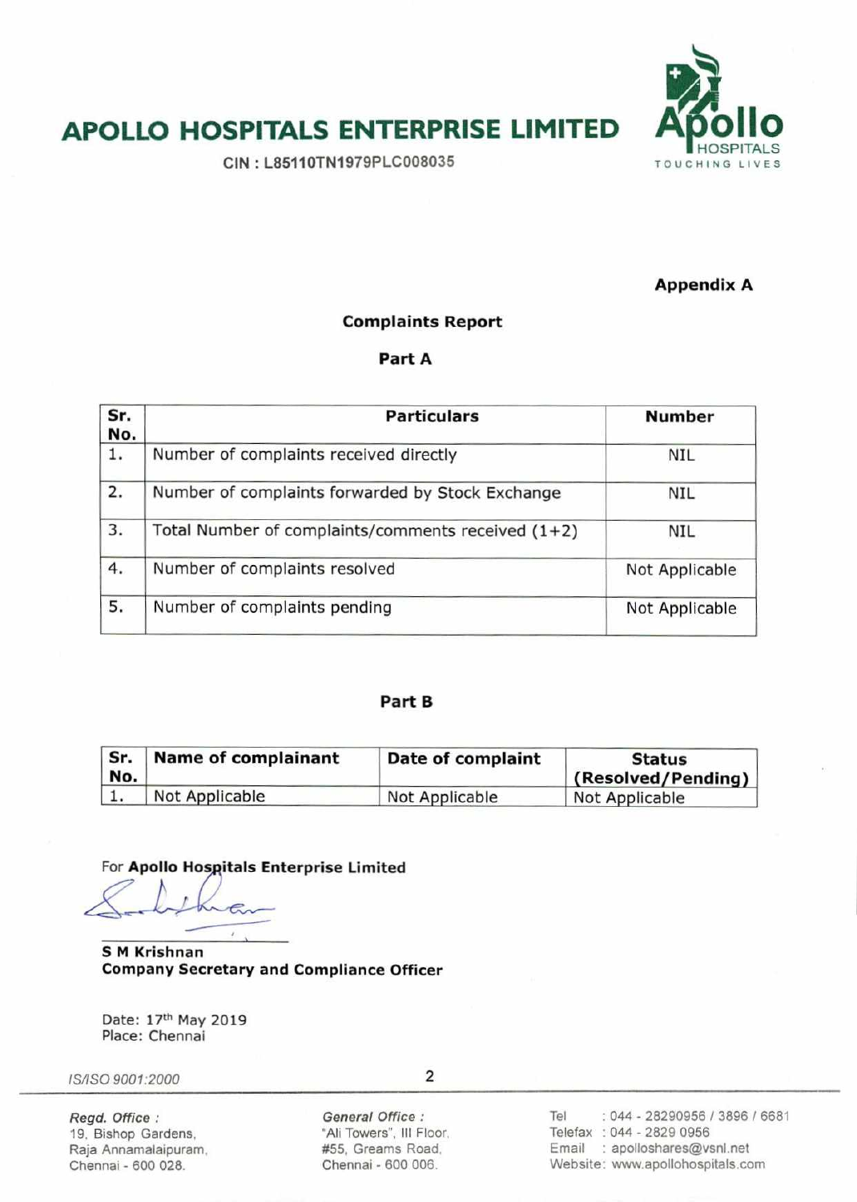# APOLLO HOSPITALS ENTERPRISE LIMITED

CIN : L85110TN1979PLC008035

**Appendix A**

**Complaints Report**

**Part A**

| Sr. No. | Particulars | Number |
|---|---|---|
| 1. | Number of complaints received directly | NIL |
| 2. | Number of complaints forwarded by Stock Exchange | NIL |
| 3. | Total Number of complaints/comments received (1+2) | NIL |
| 4. | Number of complaints resolved | Not Applicable |
| 5. | Number of complaints pending | Not Applicable |

**Part B**

| Sr. No. | Name of complainant | Date of complaint | Status (Resolved/Pending) |
|---|---|---|---|
| 1. | Not Applicable | Not Applicable | Not Applicable |

For **Apollo Hospitals Enterprise Limited**

**S M Krishnan**
**Company Secretary and Compliance Officer**

Date: 17th May 2019
Place: Chennai

IS/ISO 9001:2000

*Regd. Office :*
19, Bishop Gardens,
Raja Annamalaipuram,
Chennai - 600 028.

*General Office :*
"Ali Towers", III Floor,
#55, Greams Road,
Chennai - 600 006.

Tel : 044 - 28290956 / 3896 / 6681
Telefax : 044 - 2829 0956
Email : apolloshares@vsnl.net
Website: www.apollohospitals.com